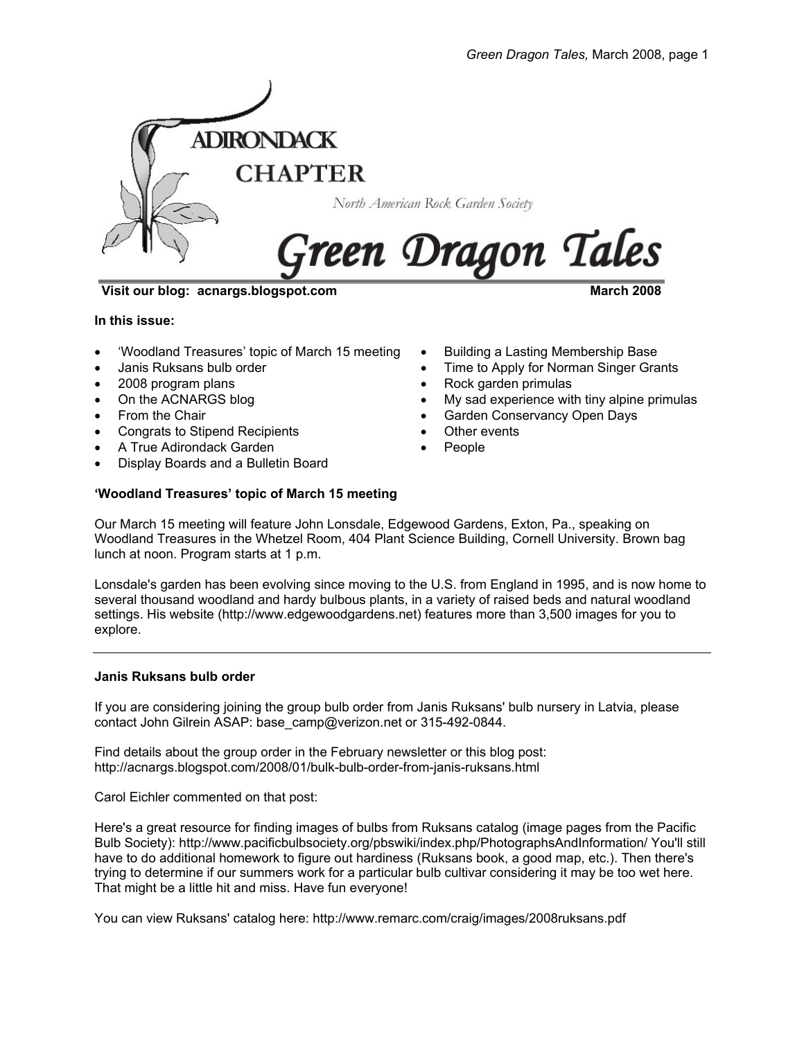# ADIRONDACK CHAPTER

North American Rock Garden Society

# Green Dragon Tales

**Visit our blog: acnargs.blogspot.com** **March 2008**

**In this issue:**

- 'Woodland Treasures' topic of March 15 meeting
- Janis Ruksans bulb order
- 2008 program plans
- On the ACNARGS blog
- From the Chair
- Congrats to Stipend Recipients
- A True Adirondack Garden
- Display Boards and a Bulletin Board
- Building a Lasting Membership Base
- Time to Apply for Norman Singer Grants
- Rock garden primulas
- My sad experience with tiny alpine primulas
- Garden Conservancy Open Days
- Other events
- People

### 'Woodland Treasures' topic of March 15 meeting

Our March 15 meeting will feature John Lonsdale, Edgewood Gardens, Exton, Pa., speaking on Woodland Treasures in the Whetzel Room, 404 Plant Science Building, Cornell University. Brown bag lunch at noon. Program starts at 1 p.m.

Lonsdale's garden has been evolving since moving to the U.S. from England in 1995, and is now home to several thousand woodland and hardy bulbous plants, in a variety of raised beds and natural woodland settings. His website (http://www.edgewoodgardens.net) features more than 3,500 images for you to explore.

---

### Janis Ruksans bulb order

If you are considering joining the group bulb order from Janis Ruksans' bulb nursery in Latvia, please contact John Gilrein ASAP: base_camp@verizon.net or 315-492-0844.

Find details about the group order in the February newsletter or this blog post: http://acnargs.blogspot.com/2008/01/bulk-bulb-order-from-janis-ruksans.html

Carol Eichler commented on that post:

Here's a great resource for finding images of bulbs from Ruksans catalog (image pages from the Pacific Bulb Society): http://www.pacificbulbsociety.org/pbswiki/index.php/PhotographsAndInformation/ You'll still have to do additional homework to figure out hardiness (Ruksans book, a good map, etc.). Then there's trying to determine if our summers work for a particular bulb cultivar considering it may be too wet here. That might be a little hit and miss. Have fun everyone!

You can view Ruksans' catalog here: http://www.remarc.com/craig/images/2008ruksans.pdf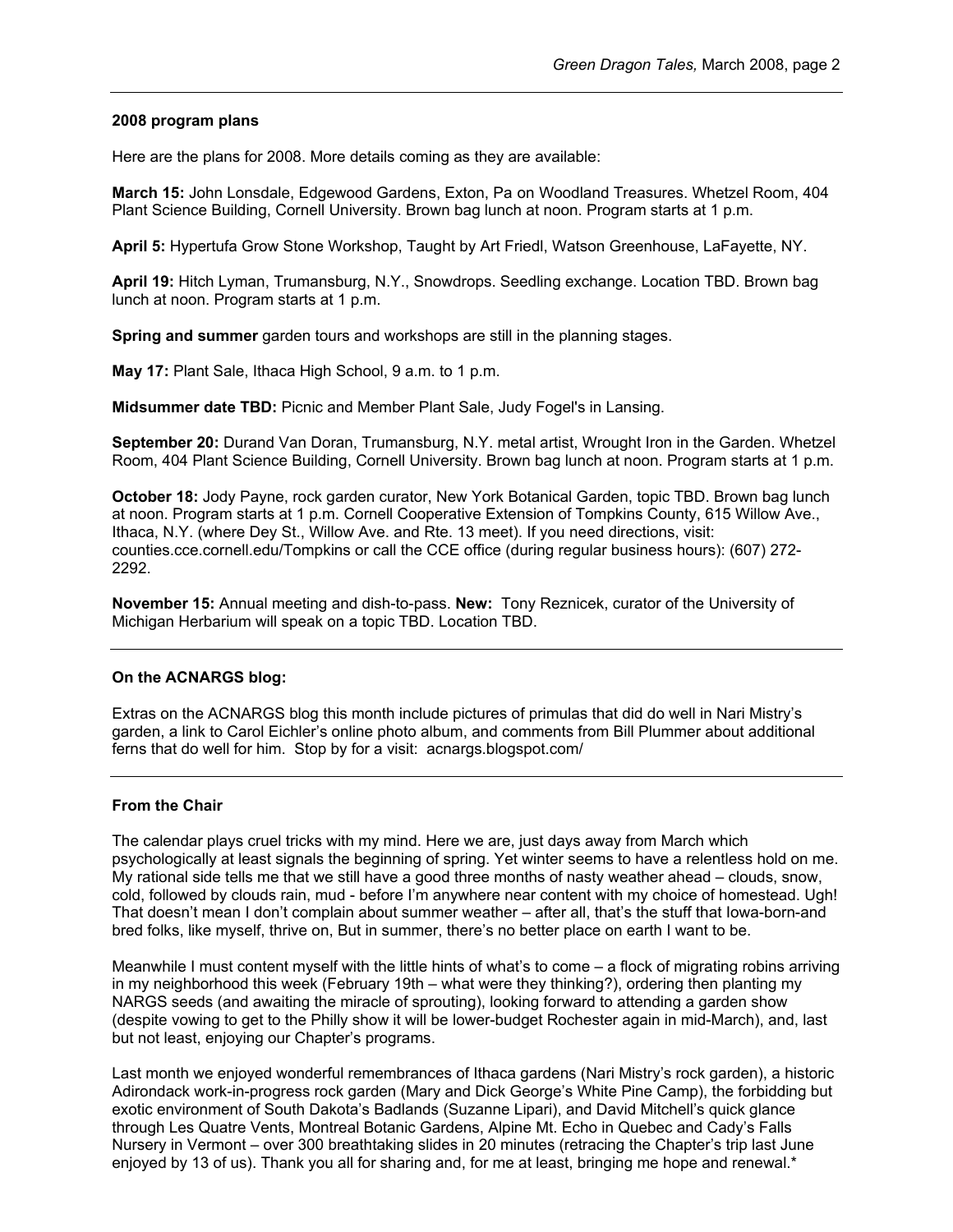### 2008 program plans

Here are the plans for 2008. More details coming as they are available:

**March 15:** John Lonsdale, Edgewood Gardens, Exton, Pa on Woodland Treasures. Whetzel Room, 404 Plant Science Building, Cornell University. Brown bag lunch at noon. Program starts at 1 p.m.

**April 5:** Hypertufa Grow Stone Workshop, Taught by Art Friedl, Watson Greenhouse, LaFayette, NY.

**April 19:** Hitch Lyman, Trumansburg, N.Y., Snowdrops. Seedling exchange. Location TBD. Brown bag lunch at noon. Program starts at 1 p.m.

**Spring and summer** garden tours and workshops are still in the planning stages.

**May 17:** Plant Sale, Ithaca High School, 9 a.m. to 1 p.m.

**Midsummer date TBD:** Picnic and Member Plant Sale, Judy Fogel's in Lansing.

**September 20:** Durand Van Doran, Trumansburg, N.Y. metal artist, Wrought Iron in the Garden. Whetzel Room, 404 Plant Science Building, Cornell University. Brown bag lunch at noon. Program starts at 1 p.m.

**October 18:** Jody Payne, rock garden curator, New York Botanical Garden, topic TBD. Brown bag lunch at noon. Program starts at 1 p.m. Cornell Cooperative Extension of Tompkins County, 615 Willow Ave., Ithaca, N.Y. (where Dey St., Willow Ave. and Rte. 13 meet). If you need directions, visit: counties.cce.cornell.edu/Tompkins or call the CCE office (during regular business hours): (607) 272-2292.

**November 15:** Annual meeting and dish-to-pass. **New:** Tony Reznicek, curator of the University of Michigan Herbarium will speak on a topic TBD. Location TBD.

---

### On the ACNARGS blog:

Extras on the ACNARGS blog this month include pictures of primulas that did do well in Nari Mistry's garden, a link to Carol Eichler's online photo album, and comments from Bill Plummer about additional ferns that do well for him. Stop by for a visit: acnargs.blogspot.com/

---

### From the Chair

The calendar plays cruel tricks with my mind. Here we are, just days away from March which psychologically at least signals the beginning of spring. Yet winter seems to have a relentless hold on me. My rational side tells me that we still have a good three months of nasty weather ahead – clouds, snow, cold, followed by clouds rain, mud - before I'm anywhere near content with my choice of homestead. Ugh! That doesn't mean I don't complain about summer weather – after all, that's the stuff that Iowa-born-and bred folks, like myself, thrive on, But in summer, there's no better place on earth I want to be.

Meanwhile I must content myself with the little hints of what's to come – a flock of migrating robins arriving in my neighborhood this week (February 19th – what were they thinking?), ordering then planting my NARGS seeds (and awaiting the miracle of sprouting), looking forward to attending a garden show (despite vowing to get to the Philly show it will be lower-budget Rochester again in mid-March), and, last but not least, enjoying our Chapter's programs.

Last month we enjoyed wonderful remembrances of Ithaca gardens (Nari Mistry's rock garden), a historic Adirondack work-in-progress rock garden (Mary and Dick George's White Pine Camp), the forbidding but exotic environment of South Dakota's Badlands (Suzanne Lipari), and David Mitchell's quick glance through Les Quatre Vents, Montreal Botanic Gardens, Alpine Mt. Echo in Quebec and Cady's Falls Nursery in Vermont – over 300 breathtaking slides in 20 minutes (retracing the Chapter's trip last June enjoyed by 13 of us). Thank you all for sharing and, for me at least, bringing me hope and renewal.*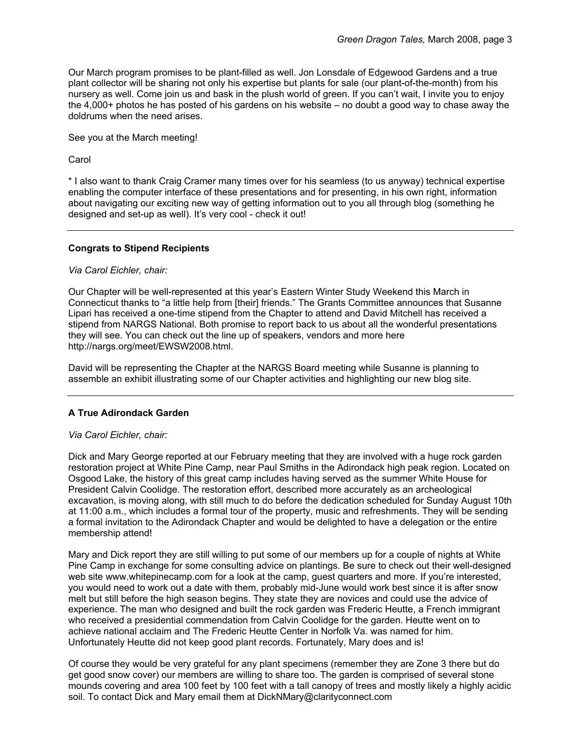Our March program promises to be plant-filled as well. Jon Lonsdale of Edgewood Gardens and a true plant collector will be sharing not only his expertise but plants for sale (our plant-of-the-month) from his nursery as well. Come join us and bask in the plush world of green. If you can't wait, I invite you to enjoy the 4,000+ photos he has posted of his gardens on his website – no doubt a good way to chase away the doldrums when the need arises.

See you at the March meeting!

Carol

* I also want to thank Craig Cramer many times over for his seamless (to us anyway) technical expertise enabling the computer interface of these presentations and for presenting, in his own right, information about navigating our exciting new way of getting information out to you all through blog (something he designed and set-up as well). It's very cool - check it out!

---

**Congrats to Stipend Recipients**

*Via Carol Eichler, chair:*

Our Chapter will be well-represented at this year's Eastern Winter Study Weekend this March in Connecticut thanks to "a little help from [their] friends." The Grants Committee announces that Susanne Lipari has received a one-time stipend from the Chapter to attend and David Mitchell has received a stipend from NARGS National. Both promise to report back to us about all the wonderful presentations they will see. You can check out the line up of speakers, vendors and more here http://nargs.org/meet/EWSW2008.html.

David will be representing the Chapter at the NARGS Board meeting while Susanne is planning to assemble an exhibit illustrating some of our Chapter activities and highlighting our new blog site.

---

**A True Adirondack Garden**

*Via Carol Eichler, chair:*

Dick and Mary George reported at our February meeting that they are involved with a huge rock garden restoration project at White Pine Camp, near Paul Smiths in the Adirondack high peak region. Located on Osgood Lake, the history of this great camp includes having served as the summer White House for President Calvin Coolidge. The restoration effort, described more accurately as an archeological excavation, is moving along, with still much to do before the dedication scheduled for Sunday August 10th at 11:00 a.m., which includes a formal tour of the property, music and refreshments. They will be sending a formal invitation to the Adirondack Chapter and would be delighted to have a delegation or the entire membership attend!

Mary and Dick report they are still willing to put some of our members up for a couple of nights at White Pine Camp in exchange for some consulting advice on plantings. Be sure to check out their well-designed web site www.whitepinecamp.com for a look at the camp, guest quarters and more. If you're interested, you would need to work out a date with them, probably mid-June would work best since it is after snow melt but still before the high season begins. They state they are novices and could use the advice of experience. The man who designed and built the rock garden was Frederic Heutte, a French immigrant who received a presidential commendation from Calvin Coolidge for the garden. Heutte went on to achieve national acclaim and The Frederic Heutte Center in Norfolk Va. was named for him. Unfortunately Heutte did not keep good plant records. Fortunately, Mary does and is!

Of course they would be very grateful for any plant specimens (remember they are Zone 3 there but do get good snow cover) our members are willing to share too. The garden is comprised of several stone mounds covering and area 100 feet by 100 feet with a tall canopy of trees and mostly likely a highly acidic soil. To contact Dick and Mary email them at DickNMary@clarityconnect.com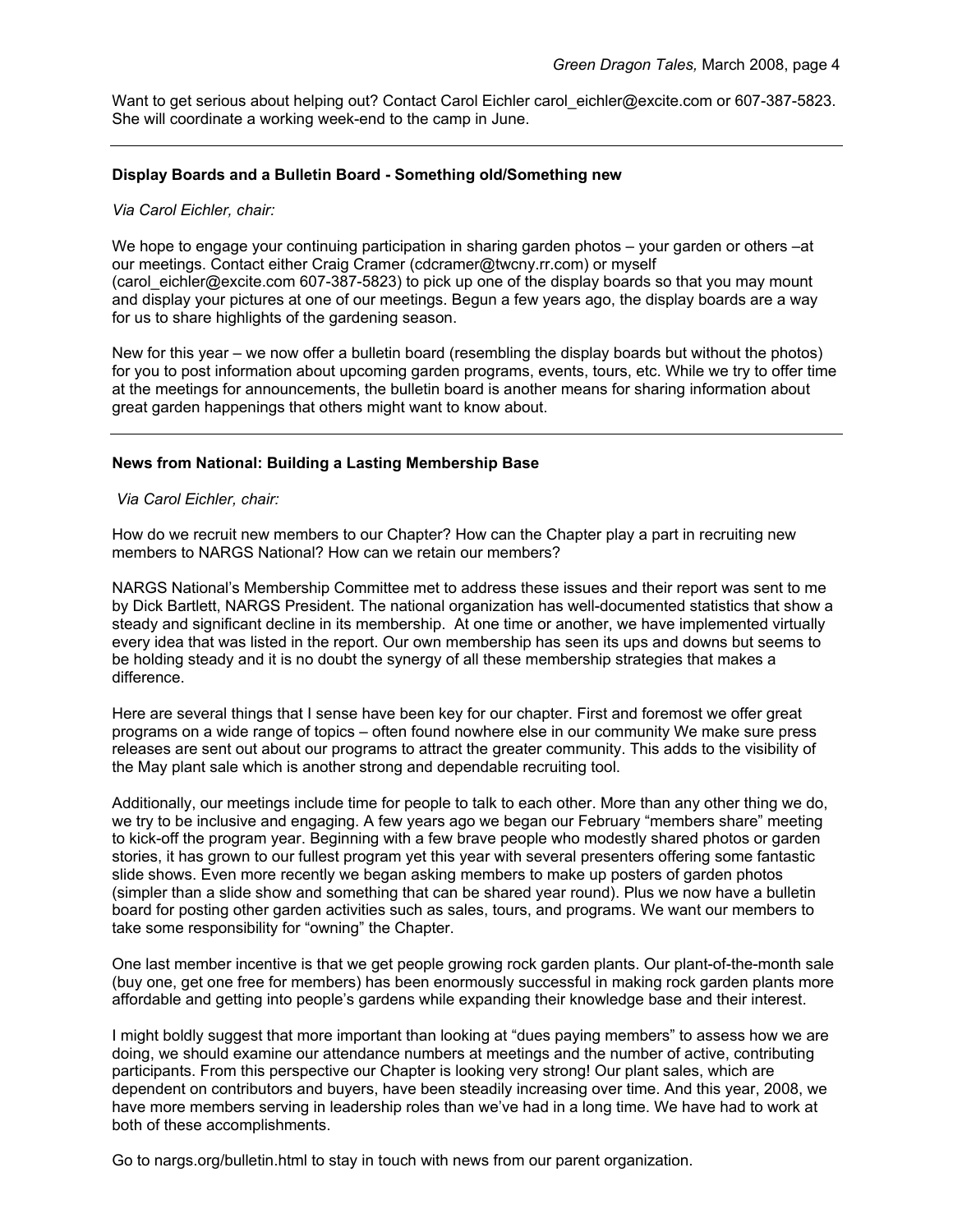Want to get serious about helping out? Contact Carol Eichler carol_eichler@excite.com or 607-387-5823. She will coordinate a working week-end to the camp in June.

---

**Display Boards and a Bulletin Board - Something old/Something new**

*Via Carol Eichler, chair:*

We hope to engage your continuing participation in sharing garden photos – your garden or others –at our meetings. Contact either Craig Cramer (cdcramer@twcny.rr.com) or myself (carol_eichler@excite.com 607-387-5823) to pick up one of the display boards so that you may mount and display your pictures at one of our meetings. Begun a few years ago, the display boards are a way for us to share highlights of the gardening season.

New for this year – we now offer a bulletin board (resembling the display boards but without the photos) for you to post information about upcoming garden programs, events, tours, etc. While we try to offer time at the meetings for announcements, the bulletin board is another means for sharing information about great garden happenings that others might want to know about.

---

**News from National: Building a Lasting Membership Base**

*Via Carol Eichler, chair:*

How do we recruit new members to our Chapter? How can the Chapter play a part in recruiting new members to NARGS National? How can we retain our members?

NARGS National's Membership Committee met to address these issues and their report was sent to me by Dick Bartlett, NARGS President. The national organization has well-documented statistics that show a steady and significant decline in its membership. At one time or another, we have implemented virtually every idea that was listed in the report. Our own membership has seen its ups and downs but seems to be holding steady and it is no doubt the synergy of all these membership strategies that makes a difference.

Here are several things that I sense have been key for our chapter. First and foremost we offer great programs on a wide range of topics – often found nowhere else in our community We make sure press releases are sent out about our programs to attract the greater community. This adds to the visibility of the May plant sale which is another strong and dependable recruiting tool.

Additionally, our meetings include time for people to talk to each other. More than any other thing we do, we try to be inclusive and engaging. A few years ago we began our February "members share" meeting to kick-off the program year. Beginning with a few brave people who modestly shared photos or garden stories, it has grown to our fullest program yet this year with several presenters offering some fantastic slide shows. Even more recently we began asking members to make up posters of garden photos (simpler than a slide show and something that can be shared year round). Plus we now have a bulletin board for posting other garden activities such as sales, tours, and programs. We want our members to take some responsibility for "owning" the Chapter.

One last member incentive is that we get people growing rock garden plants. Our plant-of-the-month sale (buy one, get one free for members) has been enormously successful in making rock garden plants more affordable and getting into people's gardens while expanding their knowledge base and their interest.

I might boldly suggest that more important than looking at "dues paying members" to assess how we are doing, we should examine our attendance numbers at meetings and the number of active, contributing participants. From this perspective our Chapter is looking very strong! Our plant sales, which are dependent on contributors and buyers, have been steadily increasing over time. And this year, 2008, we have more members serving in leadership roles than we've had in a long time. We have had to work at both of these accomplishments.

Go to nargs.org/bulletin.html to stay in touch with news from our parent organization.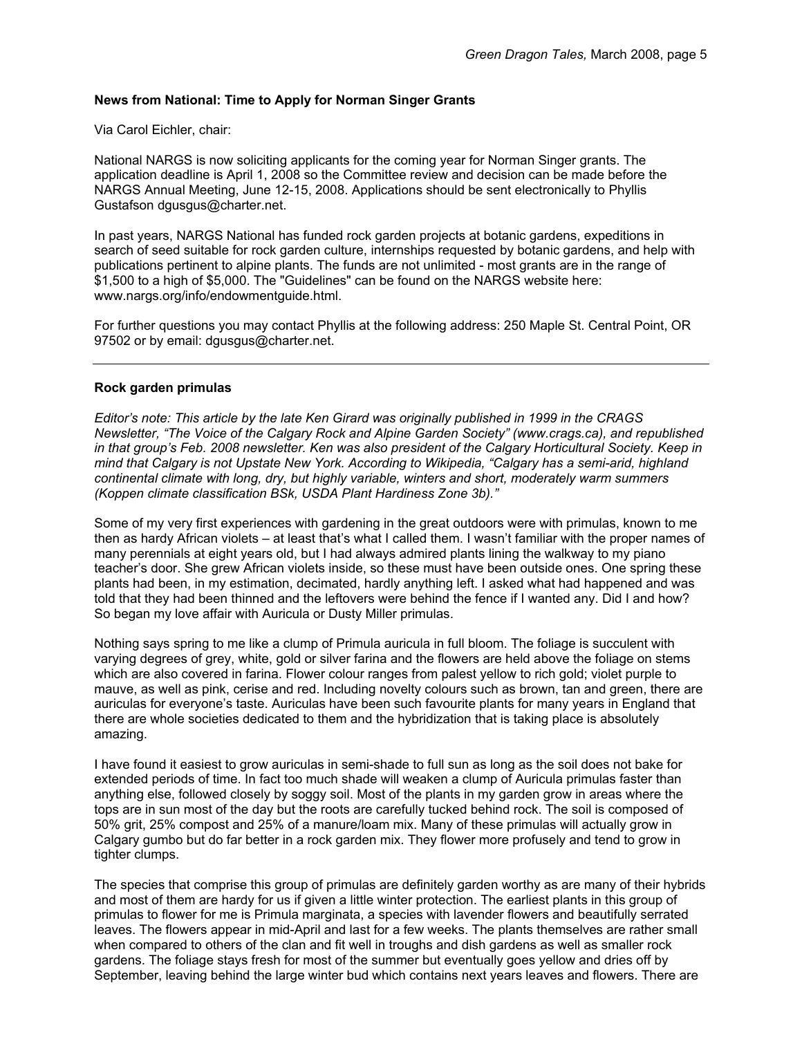**News from National: Time to Apply for Norman Singer Grants**

Via Carol Eichler, chair:

National NARGS is now soliciting applicants for the coming year for Norman Singer grants. The application deadline is April 1, 2008 so the Committee review and decision can be made before the NARGS Annual Meeting, June 12-15, 2008. Applications should be sent electronically to Phyllis Gustafson dgusgus@charter.net.

In past years, NARGS National has funded rock garden projects at botanic gardens, expeditions in search of seed suitable for rock garden culture, internships requested by botanic gardens, and help with publications pertinent to alpine plants. The funds are not unlimited - most grants are in the range of $1,500 to a high of $5,000. The "Guidelines" can be found on the NARGS website here: www.nargs.org/info/endowmentguide.html.

For further questions you may contact Phyllis at the following address: 250 Maple St. Central Point, OR 97502 or by email: dgusgus@charter.net.

---

**Rock garden primulas**

*Editor's note: This article by the late Ken Girard was originally published in 1999 in the CRAGS Newsletter, "The Voice of the Calgary Rock and Alpine Garden Society" (www.crags.ca), and republished in that group's Feb. 2008 newsletter. Ken was also president of the Calgary Horticultural Society. Keep in mind that Calgary is not Upstate New York. According to Wikipedia, "Calgary has a semi-arid, highland continental climate with long, dry, but highly variable, winters and short, moderately warm summers (Koppen climate classification BSk, USDA Plant Hardiness Zone 3b)."*

Some of my very first experiences with gardening in the great outdoors were with primulas, known to me then as hardy African violets – at least that's what I called them. I wasn't familiar with the proper names of many perennials at eight years old, but I had always admired plants lining the walkway to my piano teacher's door. She grew African violets inside, so these must have been outside ones. One spring these plants had been, in my estimation, decimated, hardly anything left. I asked what had happened and was told that they had been thinned and the leftovers were behind the fence if I wanted any. Did I and how? So began my love affair with Auricula or Dusty Miller primulas.

Nothing says spring to me like a clump of Primula auricula in full bloom. The foliage is succulent with varying degrees of grey, white, gold or silver farina and the flowers are held above the foliage on stems which are also covered in farina. Flower colour ranges from palest yellow to rich gold; violet purple to mauve, as well as pink, cerise and red. Including novelty colours such as brown, tan and green, there are auriculas for everyone's taste. Auriculas have been such favourite plants for many years in England that there are whole societies dedicated to them and the hybridization that is taking place is absolutely amazing.

I have found it easiest to grow auriculas in semi-shade to full sun as long as the soil does not bake for extended periods of time. In fact too much shade will weaken a clump of Auricula primulas faster than anything else, followed closely by soggy soil. Most of the plants in my garden grow in areas where the tops are in sun most of the day but the roots are carefully tucked behind rock. The soil is composed of 50% grit, 25% compost and 25% of a manure/loam mix. Many of these primulas will actually grow in Calgary gumbo but do far better in a rock garden mix. They flower more profusely and tend to grow in tighter clumps.

The species that comprise this group of primulas are definitely garden worthy as are many of their hybrids and most of them are hardy for us if given a little winter protection. The earliest plants in this group of primulas to flower for me is Primula marginata, a species with lavender flowers and beautifully serrated leaves. The flowers appear in mid-April and last for a few weeks. The plants themselves are rather small when compared to others of the clan and fit well in troughs and dish gardens as well as smaller rock gardens. The foliage stays fresh for most of the summer but eventually goes yellow and dries off by September, leaving behind the large winter bud which contains next years leaves and flowers. There are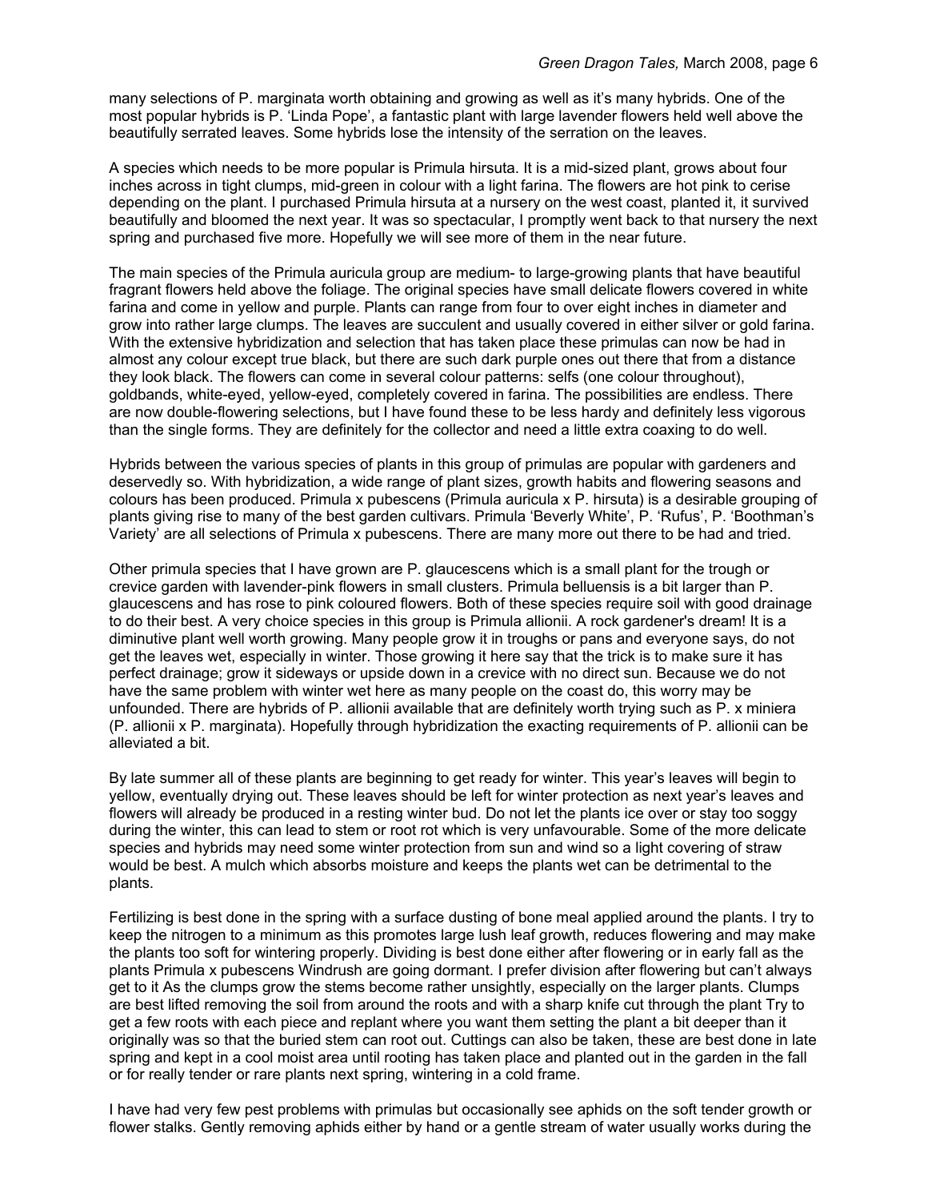many selections of P. marginata worth obtaining and growing as well as it's many hybrids. One of the most popular hybrids is P. 'Linda Pope', a fantastic plant with large lavender flowers held well above the beautifully serrated leaves. Some hybrids lose the intensity of the serration on the leaves.

A species which needs to be more popular is Primula hirsuta. It is a mid-sized plant, grows about four inches across in tight clumps, mid-green in colour with a light farina. The flowers are hot pink to cerise depending on the plant. I purchased Primula hirsuta at a nursery on the west coast, planted it, it survived beautifully and bloomed the next year. It was so spectacular, I promptly went back to that nursery the next spring and purchased five more. Hopefully we will see more of them in the near future.

The main species of the Primula auricula group are medium- to large-growing plants that have beautiful fragrant flowers held above the foliage. The original species have small delicate flowers covered in white farina and come in yellow and purple. Plants can range from four to over eight inches in diameter and grow into rather large clumps. The leaves are succulent and usually covered in either silver or gold farina. With the extensive hybridization and selection that has taken place these primulas can now be had in almost any colour except true black, but there are such dark purple ones out there that from a distance they look black. The flowers can come in several colour patterns: selfs (one colour throughout), goldbands, white-eyed, yellow-eyed, completely covered in farina. The possibilities are endless. There are now double-flowering selections, but I have found these to be less hardy and definitely less vigorous than the single forms. They are definitely for the collector and need a little extra coaxing to do well.

Hybrids between the various species of plants in this group of primulas are popular with gardeners and deservedly so. With hybridization, a wide range of plant sizes, growth habits and flowering seasons and colours has been produced. Primula x pubescens (Primula auricula x P. hirsuta) is a desirable grouping of plants giving rise to many of the best garden cultivars. Primula 'Beverly White', P. 'Rufus', P. 'Boothman's Variety' are all selections of Primula x pubescens. There are many more out there to be had and tried.

Other primula species that I have grown are P. glaucescens which is a small plant for the trough or crevice garden with lavender-pink flowers in small clusters. Primula belluensis is a bit larger than P. glaucescens and has rose to pink coloured flowers. Both of these species require soil with good drainage to do their best. A very choice species in this group is Primula allionii. A rock gardener's dream! It is a diminutive plant well worth growing. Many people grow it in troughs or pans and everyone says, do not get the leaves wet, especially in winter. Those growing it here say that the trick is to make sure it has perfect drainage; grow it sideways or upside down in a crevice with no direct sun. Because we do not have the same problem with winter wet here as many people on the coast do, this worry may be unfounded. There are hybrids of P. allionii available that are definitely worth trying such as P. x miniera (P. allionii x P. marginata). Hopefully through hybridization the exacting requirements of P. allionii can be alleviated a bit.

By late summer all of these plants are beginning to get ready for winter. This year's leaves will begin to yellow, eventually drying out. These leaves should be left for winter protection as next year's leaves and flowers will already be produced in a resting winter bud. Do not let the plants ice over or stay too soggy during the winter, this can lead to stem or root rot which is very unfavourable. Some of the more delicate species and hybrids may need some winter protection from sun and wind so a light covering of straw would be best. A mulch which absorbs moisture and keeps the plants wet can be detrimental to the plants.

Fertilizing is best done in the spring with a surface dusting of bone meal applied around the plants. I try to keep the nitrogen to a minimum as this promotes large lush leaf growth, reduces flowering and may make the plants too soft for wintering properly. Dividing is best done either after flowering or in early fall as the plants Primula x pubescens Windrush are going dormant. I prefer division after flowering but can't always get to it As the clumps grow the stems become rather unsightly, especially on the larger plants. Clumps are best lifted removing the soil from around the roots and with a sharp knife cut through the plant Try to get a few roots with each piece and replant where you want them setting the plant a bit deeper than it originally was so that the buried stem can root out. Cuttings can also be taken, these are best done in late spring and kept in a cool moist area until rooting has taken place and planted out in the garden in the fall or for really tender or rare plants next spring, wintering in a cold frame.

I have had very few pest problems with primulas but occasionally see aphids on the soft tender growth or flower stalks. Gently removing aphids either by hand or a gentle stream of water usually works during the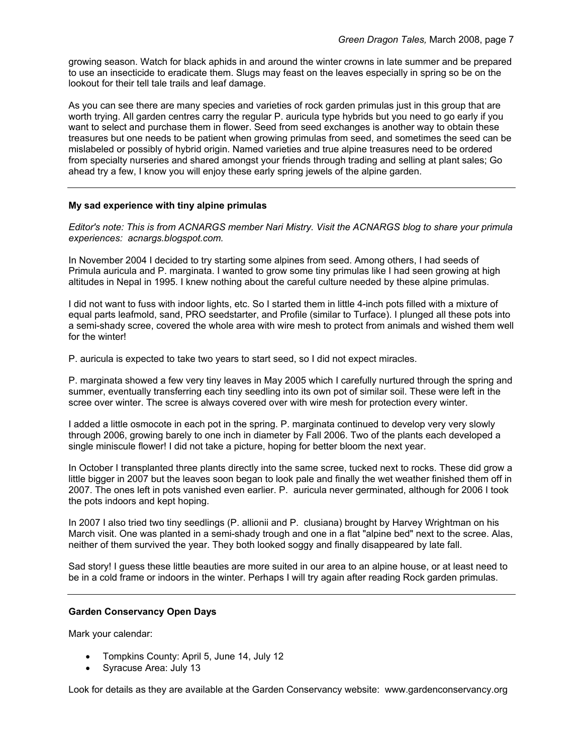growing season. Watch for black aphids in and around the winter crowns in late summer and be prepared to use an insecticide to eradicate them. Slugs may feast on the leaves especially in spring so be on the lookout for their tell tale trails and leaf damage.

As you can see there are many species and varieties of rock garden primulas just in this group that are worth trying. All garden centres carry the regular P. auricula type hybrids but you need to go early if you want to select and purchase them in flower. Seed from seed exchanges is another way to obtain these treasures but one needs to be patient when growing primulas from seed, and sometimes the seed can be mislabeled or possibly of hybrid origin. Named varieties and true alpine treasures need to be ordered from specialty nurseries and shared amongst your friends through trading and selling at plant sales; Go ahead try a few, I know you will enjoy these early spring jewels of the alpine garden.

---

**My sad experience with tiny alpine primulas**

*Editor's note: This is from ACNARGS member Nari Mistry. Visit the ACNARGS blog to share your primula experiences: acnargs.blogspot.com.*

In November 2004 I decided to try starting some alpines from seed. Among others, I had seeds of Primula auricula and P. marginata. I wanted to grow some tiny primulas like I had seen growing at high altitudes in Nepal in 1995. I knew nothing about the careful culture needed by these alpine primulas.

I did not want to fuss with indoor lights, etc. So I started them in little 4-inch pots filled with a mixture of equal parts leafmold, sand, PRO seedstarter, and Profile (similar to Turface). I plunged all these pots into a semi-shady scree, covered the whole area with wire mesh to protect from animals and wished them well for the winter!

P. auricula is expected to take two years to start seed, so I did not expect miracles.

P. marginata showed a few very tiny leaves in May 2005 which I carefully nurtured through the spring and summer, eventually transferring each tiny seedling into its own pot of similar soil. These were left in the scree over winter. The scree is always covered over with wire mesh for protection every winter.

I added a little osmocote in each pot in the spring. P. marginata continued to develop very very slowly through 2006, growing barely to one inch in diameter by Fall 2006. Two of the plants each developed a single miniscule flower! I did not take a picture, hoping for better bloom the next year.

In October I transplanted three plants directly into the same scree, tucked next to rocks. These did grow a little bigger in 2007 but the leaves soon began to look pale and finally the wet weather finished them off in 2007. The ones left in pots vanished even earlier. P. auricula never germinated, although for 2006 I took the pots indoors and kept hoping.

In 2007 I also tried two tiny seedlings (P. allionii and P. clusiana) brought by Harvey Wrightman on his March visit. One was planted in a semi-shady trough and one in a flat "alpine bed" next to the scree. Alas, neither of them survived the year. They both looked soggy and finally disappeared by late fall.

Sad story! I guess these little beauties are more suited in our area to an alpine house, or at least need to be in a cold frame or indoors in the winter. Perhaps I will try again after reading Rock garden primulas.

---

**Garden Conservancy Open Days**

Mark your calendar:

- Tompkins County: April 5, June 14, July 12
- Syracuse Area: July 13

Look for details as they are available at the Garden Conservancy website: www.gardenconservancy.org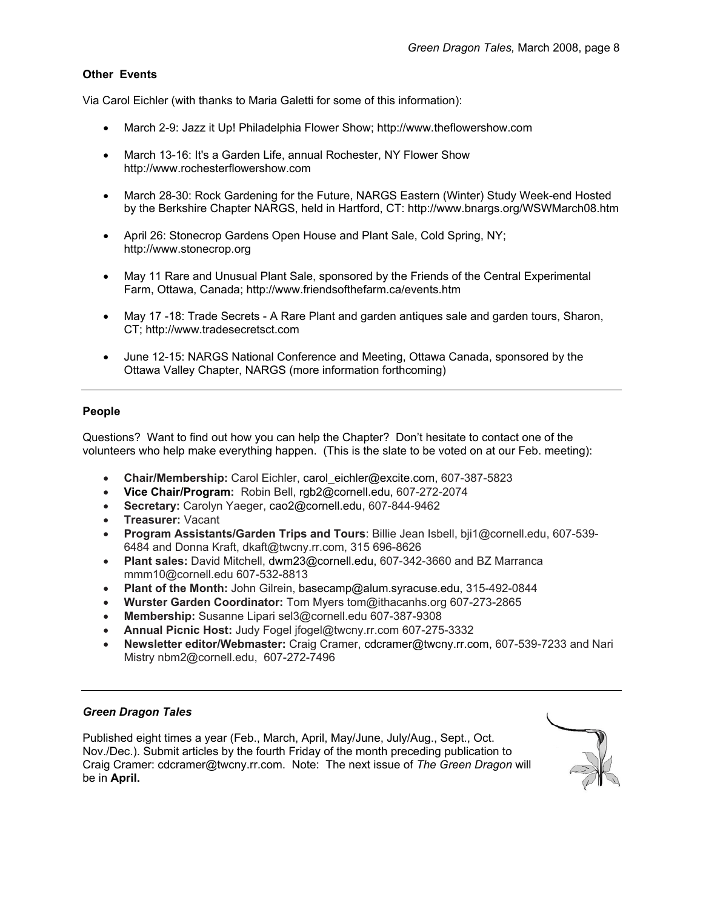**Other Events**

Via Carol Eichler (with thanks to Maria Galetti for some of this information):

- March 2-9: Jazz it Up! Philadelphia Flower Show; http://www.theflowershow.com
- March 13-16: It's a Garden Life, annual Rochester, NY Flower Show http://www.rochesterflowershow.com
- March 28-30: Rock Gardening for the Future, NARGS Eastern (Winter) Study Week-end Hosted by the Berkshire Chapter NARGS, held in Hartford, CT: http://www.bnargs.org/WSWMarch08.htm
- April 26: Stonecrop Gardens Open House and Plant Sale, Cold Spring, NY; http://www.stonecrop.org
- May 11 Rare and Unusual Plant Sale, sponsored by the Friends of the Central Experimental Farm, Ottawa, Canada; http://www.friendsofthefarm.ca/events.htm
- May 17 -18: Trade Secrets - A Rare Plant and garden antiques sale and garden tours, Sharon, CT; http://www.tradesecretsct.com
- June 12-15: NARGS National Conference and Meeting, Ottawa Canada, sponsored by the Ottawa Valley Chapter, NARGS (more information forthcoming)

---

**People**

Questions? Want to find out how you can help the Chapter? Don't hesitate to contact one of the volunteers who help make everything happen. (This is the slate to be voted on at our Feb. meeting):

- **Chair/Membership:** Carol Eichler, carol_eichler@excite.com, 607-387-5823
- **Vice Chair/Program:** Robin Bell, rgb2@cornell.edu, 607-272-2074
- **Secretary:** Carolyn Yaeger, cao2@cornell.edu, 607-844-9462
- **Treasurer:** Vacant
- **Program Assistants/Garden Trips and Tours**: Billie Jean Isbell, bji1@cornell.edu, 607-539-6484 and Donna Kraft, dkaft@twcny.rr.com, 315 696-8626
- **Plant sales:** David Mitchell, dwm23@cornell.edu, 607-342-3660 and BZ Marranca mmm10@cornell.edu 607-532-8813
- **Plant of the Month:** John Gilrein, basecamp@alum.syracuse.edu, 315-492-0844
- **Wurster Garden Coordinator:** Tom Myers tom@ithacanhs.org 607-273-2865
- **Membership:** Susanne Lipari sel3@cornell.edu 607-387-9308
- **Annual Picnic Host:** Judy Fogel jfogel@twcny.rr.com 607-275-3332
- **Newsletter editor/Webmaster:** Craig Cramer, cdcramer@twcny.rr.com, 607-539-7233 and Nari Mistry nbm2@cornell.edu, 607-272-7496

---

***Green Dragon Tales***

Published eight times a year (Feb., March, April, May/June, July/Aug., Sept., Oct. Nov./Dec.). Submit articles by the fourth Friday of the month preceding publication to Craig Cramer: cdcramer@twcny.rr.com. Note: The next issue of *The Green Dragon* will be in **April.**